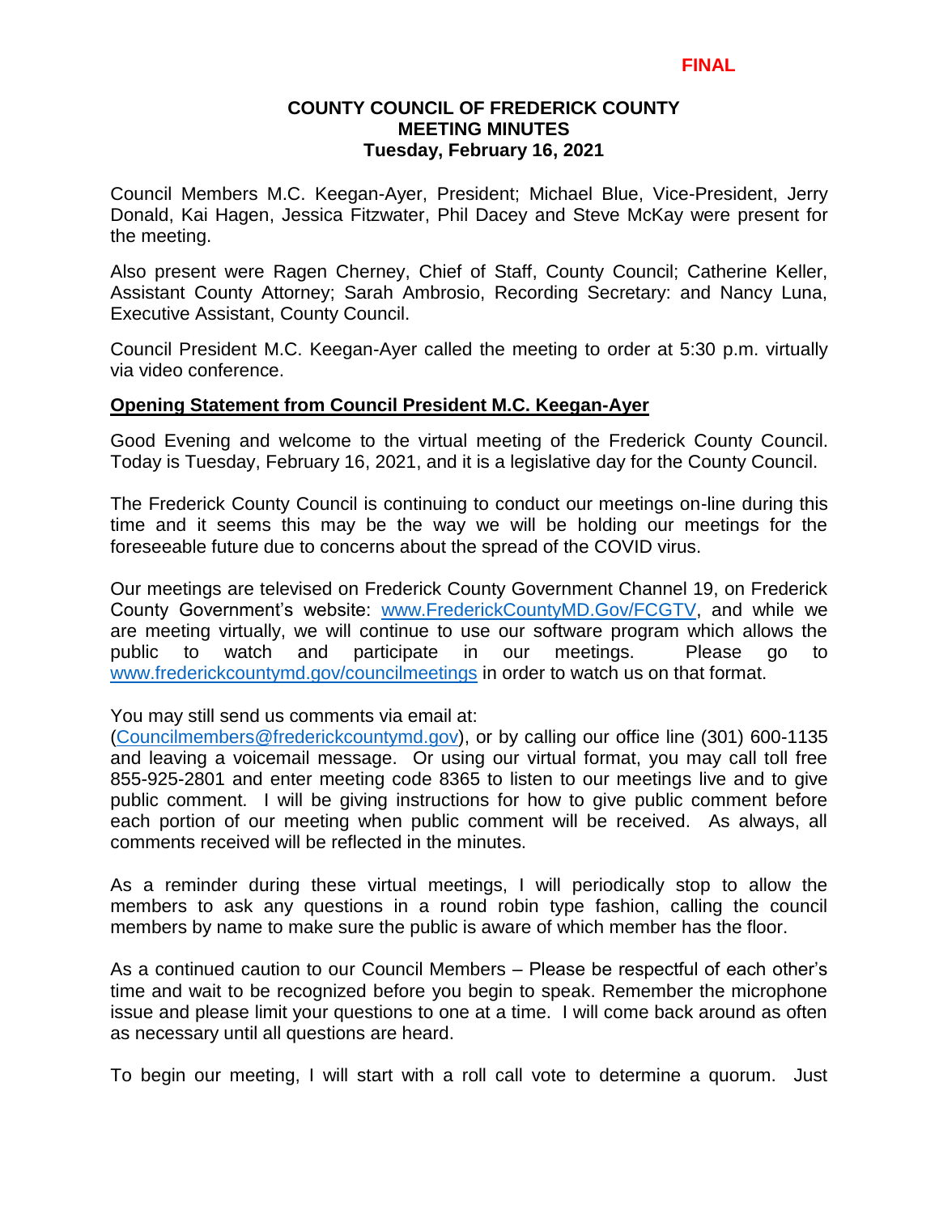**FINAL**

# COUNTY COUNCIL OF FREDERICK COUNTY
## MEETING MINUTES
### Tuesday, February 16, 2021

Council Members M.C. Keegan-Ayer, President; Michael Blue, Vice-President, Jerry Donald, Kai Hagen, Jessica Fitzwater, Phil Dacey and Steve McKay were present for the meeting.

Also present were Ragen Cherney, Chief of Staff, County Council; Catherine Keller, Assistant County Attorney; Sarah Ambrosio, Recording Secretary: and Nancy Luna, Executive Assistant, County Council.

Council President M.C. Keegan-Ayer called the meeting to order at 5:30 p.m. virtually via video conference.

**Opening Statement from Council President M.C. Keegan-Ayer**

Good Evening and welcome to the virtual meeting of the Frederick County Council. Today is Tuesday, February 16, 2021, and it is a legislative day for the County Council.

The Frederick County Council is continuing to conduct our meetings on-line during this time and it seems this may be the way we will be holding our meetings for the foreseeable future due to concerns about the spread of the COVID virus.

Our meetings are televised on Frederick County Government Channel 19, on Frederick County Government's website: www.FrederickCountyMD.Gov/FCGTV, and while we are meeting virtually, we will continue to use our software program which allows the public to watch and participate in our meetings. Please go to www.frederickcountymd.gov/councilmeetings in order to watch us on that format.

You may still send us comments via email at: (Councilmembers@frederickcountymd.gov), or by calling our office line (301) 600-1135 and leaving a voicemail message. Or using our virtual format, you may call toll free 855-925-2801 and enter meeting code 8365 to listen to our meetings live and to give public comment. I will be giving instructions for how to give public comment before each portion of our meeting when public comment will be received. As always, all comments received will be reflected in the minutes.

As a reminder during these virtual meetings, I will periodically stop to allow the members to ask any questions in a round robin type fashion, calling the council members by name to make sure the public is aware of which member has the floor.

As a continued caution to our Council Members – Please be respectful of each other's time and wait to be recognized before you begin to speak. Remember the microphone issue and please limit your questions to one at a time. I will come back around as often as necessary until all questions are heard.

To begin our meeting, I will start with a roll call vote to determine a quorum. Just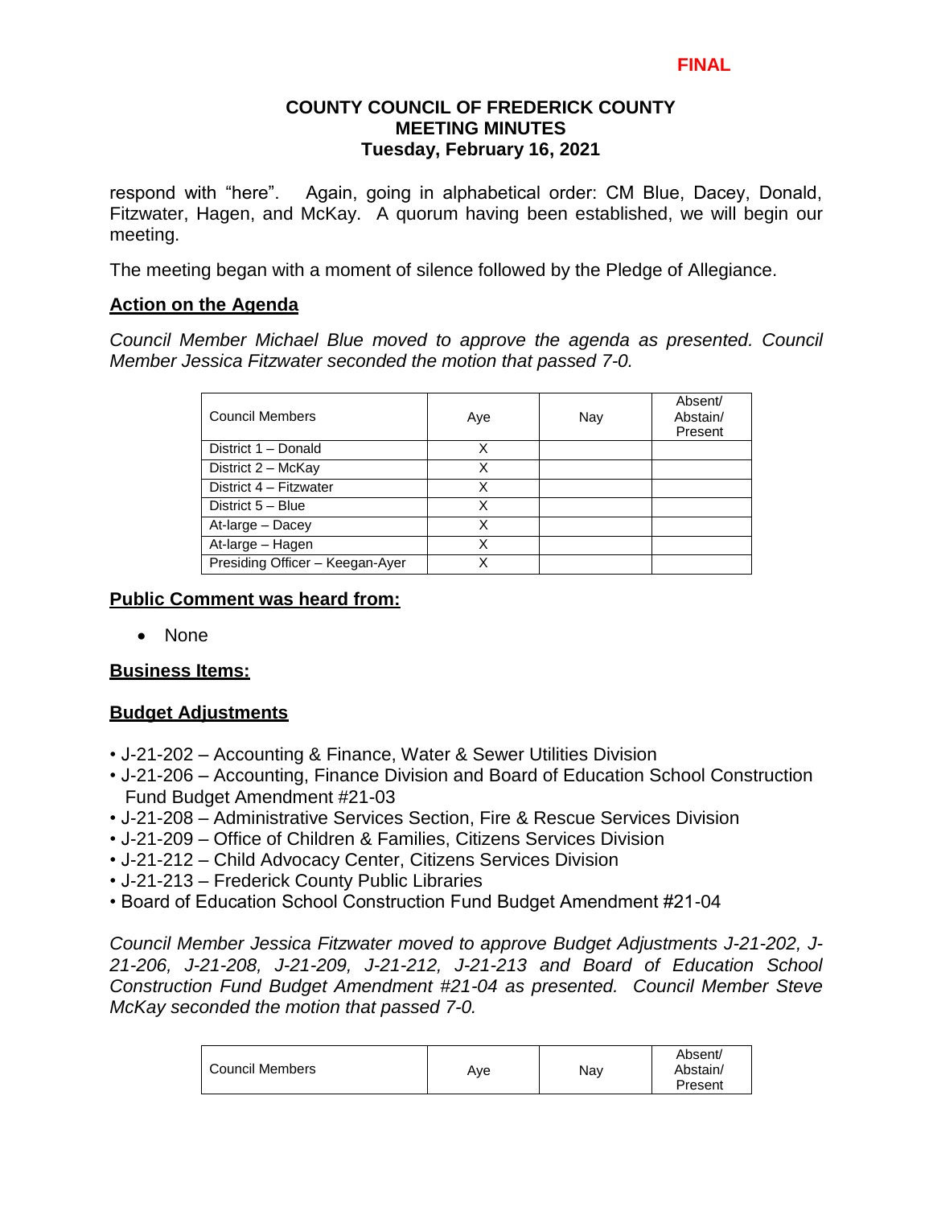respond with "here". Again, going in alphabetical order: CM Blue, Dacey, Donald, Fitzwater, Hagen, and McKay. A quorum having been established, we will begin our meeting.

The meeting began with a moment of silence followed by the Pledge of Allegiance.

**Action on the Agenda**

*Council Member Michael Blue moved to approve the agenda as presented. Council Member Jessica Fitzwater seconded the motion that passed 7-0.*

| Council Members | Aye | Nay | Absent/ Abstain/ Present |
|---|---|---|---|
| District 1 – Donald | X | | |
| District 2 – McKay | X | | |
| District 4 – Fitzwater | X | | |
| District 5 – Blue | X | | |
| At-large – Dacey | X | | |
| At-large – Hagen | X | | |
| Presiding Officer – Keegan-Ayer | X | | |

**Public Comment was heard from:**

- None

**Business Items:**

**Budget Adjustments**

- J-21-202 – Accounting & Finance, Water & Sewer Utilities Division
- J-21-206 – Accounting, Finance Division and Board of Education School Construction Fund Budget Amendment #21-03
- J-21-208 – Administrative Services Section, Fire & Rescue Services Division
- J-21-209 – Office of Children & Families, Citizens Services Division
- J-21-212 – Child Advocacy Center, Citizens Services Division
- J-21-213 – Frederick County Public Libraries
- Board of Education School Construction Fund Budget Amendment #21-04

*Council Member Jessica Fitzwater moved to approve Budget Adjustments J-21-202, J-21-206, J-21-208, J-21-209, J-21-212, J-21-213 and Board of Education School Construction Fund Budget Amendment #21-04 as presented. Council Member Steve McKay seconded the motion that passed 7-0.*

| Council Members | Aye | Nay | Absent/ Abstain/ Present |
|---|---|---|---|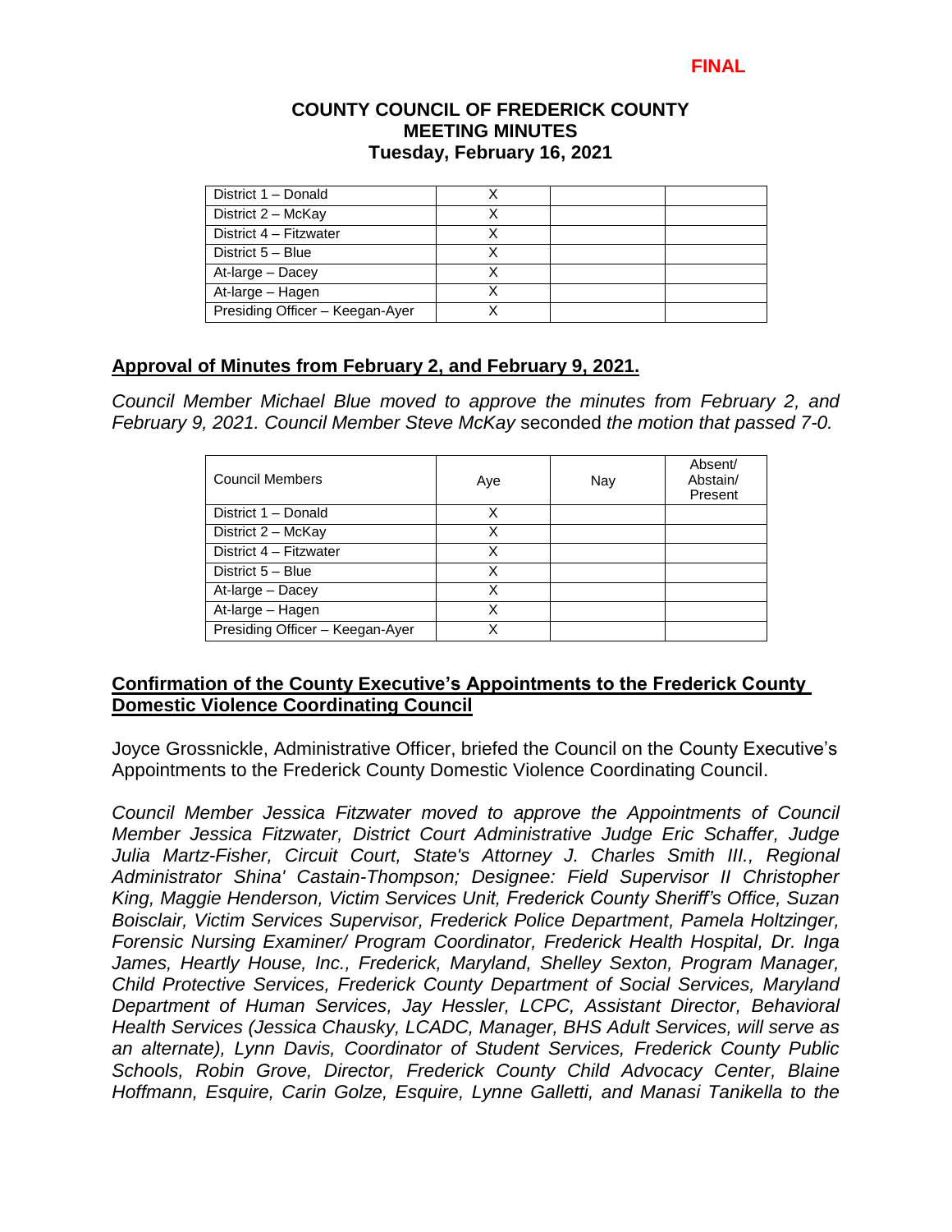**FINAL**

**COUNTY COUNCIL OF FREDERICK COUNTY**
**MEETING MINUTES**
**Tuesday, February 16, 2021**

| | | | |
|---|---|---|---|
| District 1 – Donald | X | | |
| District 2 – McKay | X | | |
| District 4 – Fitzwater | X | | |
| District 5 – Blue | X | | |
| At-large – Dacey | X | | |
| At-large – Hagen | X | | |
| Presiding Officer – Keegan-Ayer | X | | |

## Approval of Minutes from February 2, and February 9, 2021.

*Council Member Michael Blue moved to approve the minutes from February 2, and February 9, 2021. Council Member Steve McKay* seconded *the motion that passed 7-0.*

| Council Members | Aye | Nay | Absent/ Abstain/ Present |
|---|---|---|---|
| District 1 – Donald | X | | |
| District 2 – McKay | X | | |
| District 4 – Fitzwater | X | | |
| District 5 – Blue | X | | |
| At-large – Dacey | X | | |
| At-large – Hagen | X | | |
| Presiding Officer – Keegan-Ayer | X | | |

## Confirmation of the County Executive's Appointments to the Frederick County Domestic Violence Coordinating Council

Joyce Grossnickle, Administrative Officer, briefed the Council on the County Executive's Appointments to the Frederick County Domestic Violence Coordinating Council.

*Council Member Jessica Fitzwater moved to approve the Appointments of Council Member Jessica Fitzwater, District Court Administrative Judge Eric Schaffer, Judge Julia Martz-Fisher, Circuit Court, State's Attorney J. Charles Smith III., Regional Administrator Shina' Castain-Thompson; Designee: Field Supervisor II Christopher King, Maggie Henderson, Victim Services Unit, Frederick County Sheriff's Office, Suzan Boisclair, Victim Services Supervisor, Frederick Police Department, Pamela Holtzinger, Forensic Nursing Examiner/ Program Coordinator, Frederick Health Hospital, Dr. Inga James, Heartly House, Inc., Frederick, Maryland, Shelley Sexton, Program Manager, Child Protective Services, Frederick County Department of Social Services, Maryland Department of Human Services, Jay Hessler, LCPC, Assistant Director, Behavioral Health Services (Jessica Chausky, LCADC, Manager, BHS Adult Services, will serve as an alternate), Lynn Davis, Coordinator of Student Services, Frederick County Public Schools, Robin Grove, Director, Frederick County Child Advocacy Center, Blaine Hoffmann, Esquire, Carin Golze, Esquire, Lynne Galletti, and Manasi Tanikella to the*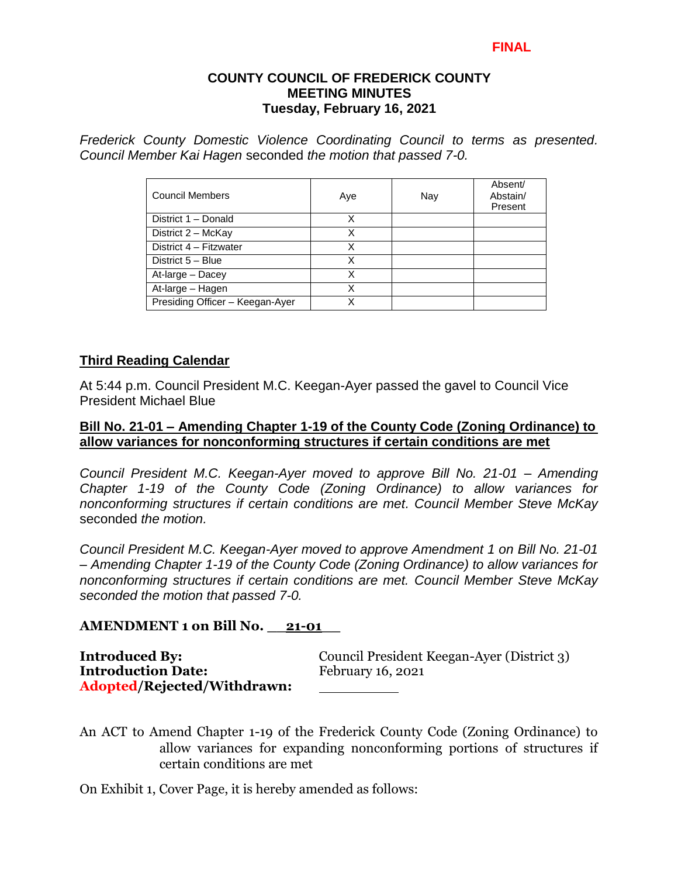FINAL

**COUNTY COUNCIL OF FREDERICK COUNTY**
**MEETING MINUTES**
**Tuesday, February 16, 2021**

*Frederick County Domestic Violence Coordinating Council to terms as presented. Council Member Kai Hagen* seconded *the motion that passed 7-0.*

| Council Members | Aye | Nay | Absent/ Abstain/ Present |
|---|---|---|---|
| District 1 – Donald | X | | |
| District 2 – McKay | X | | |
| District 4 – Fitzwater | X | | |
| District 5 – Blue | X | | |
| At-large – Dacey | X | | |
| At-large – Hagen | X | | |
| Presiding Officer – Keegan-Ayer | X | | |

## Third Reading Calendar

At 5:44 p.m. Council President M.C. Keegan-Ayer passed the gavel to Council Vice President Michael Blue

### Bill No. 21-01 – Amending Chapter 1-19 of the County Code (Zoning Ordinance) to allow variances for nonconforming structures if certain conditions are met

*Council President M.C. Keegan-Ayer moved to approve Bill No. 21-01 – Amending Chapter 1-19 of the County Code (Zoning Ordinance) to allow variances for nonconforming structures if certain conditions are met. Council Member Steve McKay* seconded *the motion.*

*Council President M.C. Keegan-Ayer moved to approve Amendment 1 on Bill No. 21-01 – Amending Chapter 1-19 of the County Code (Zoning Ordinance) to allow variances for nonconforming structures if certain conditions are met. Council Member Steve McKay seconded the motion that passed 7-0.*

**AMENDMENT 1 on Bill No. 21-01**

**Introduced By:** Council President Keegan-Ayer (District 3)
**Introduction Date:** February 16, 2021
**Adopted/Rejected/Withdrawn:** ______

An ACT to Amend Chapter 1-19 of the Frederick County Code (Zoning Ordinance) to allow variances for expanding nonconforming portions of structures if certain conditions are met

On Exhibit 1, Cover Page, it is hereby amended as follows: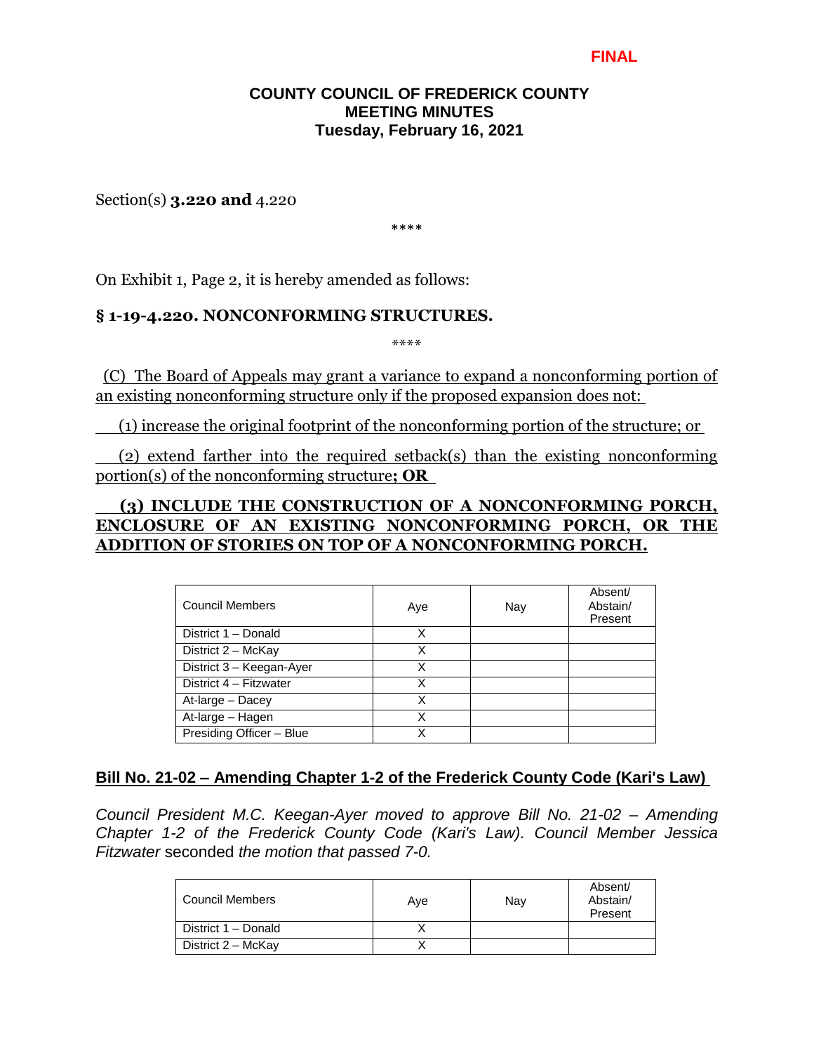**FINAL**

**COUNTY COUNCIL OF FREDERICK COUNTY**
**MEETING MINUTES**
**Tuesday, February 16, 2021**

Section(s) **3.220 and** 4.220

\*\*\*\*

On Exhibit 1, Page 2, it is hereby amended as follows:

**§ 1-19-4.220. NONCONFORMING STRUCTURES.**

\*\*\*\*

<u>(C) The Board of Appeals may grant a variance to expand a nonconforming portion of an existing nonconforming structure only if the proposed expansion does not:</u>

<u>(1) increase the original footprint of the nonconforming portion of the structure; or</u>

<u>(2) extend farther into the required setback(s) than the existing nonconforming portion(s) of the nonconforming structure</u>**<u>; OR</u>**

**<u>(3) INCLUDE THE CONSTRUCTION OF A NONCONFORMING PORCH, ENCLOSURE OF AN EXISTING NONCONFORMING PORCH, OR THE ADDITION OF STORIES ON TOP OF A NONCONFORMING PORCH.</u>**

| Council Members | Aye | Nay | Absent/ Abstain/ Present |
|---|---|---|---|
| District 1 – Donald | X | | |
| District 2 – McKay | X | | |
| District 3 – Keegan-Ayer | X | | |
| District 4 – Fitzwater | X | | |
| At-large – Dacey | X | | |
| At-large – Hagen | X | | |
| Presiding Officer – Blue | X | | |

**<u>Bill No. 21-02 – Amending Chapter 1-2 of the Frederick County Code (Kari's Law)</u>**

*Council President M.C. Keegan-Ayer moved to approve Bill No. 21-02 – Amending Chapter 1-2 of the Frederick County Code (Kari's Law). Council Member Jessica Fitzwater* seconded *the motion that passed 7-0.*

| Council Members | Aye | Nay | Absent/ Abstain/ Present |
|---|---|---|---|
| District 1 – Donald | X | | |
| District 2 – McKay | X | | |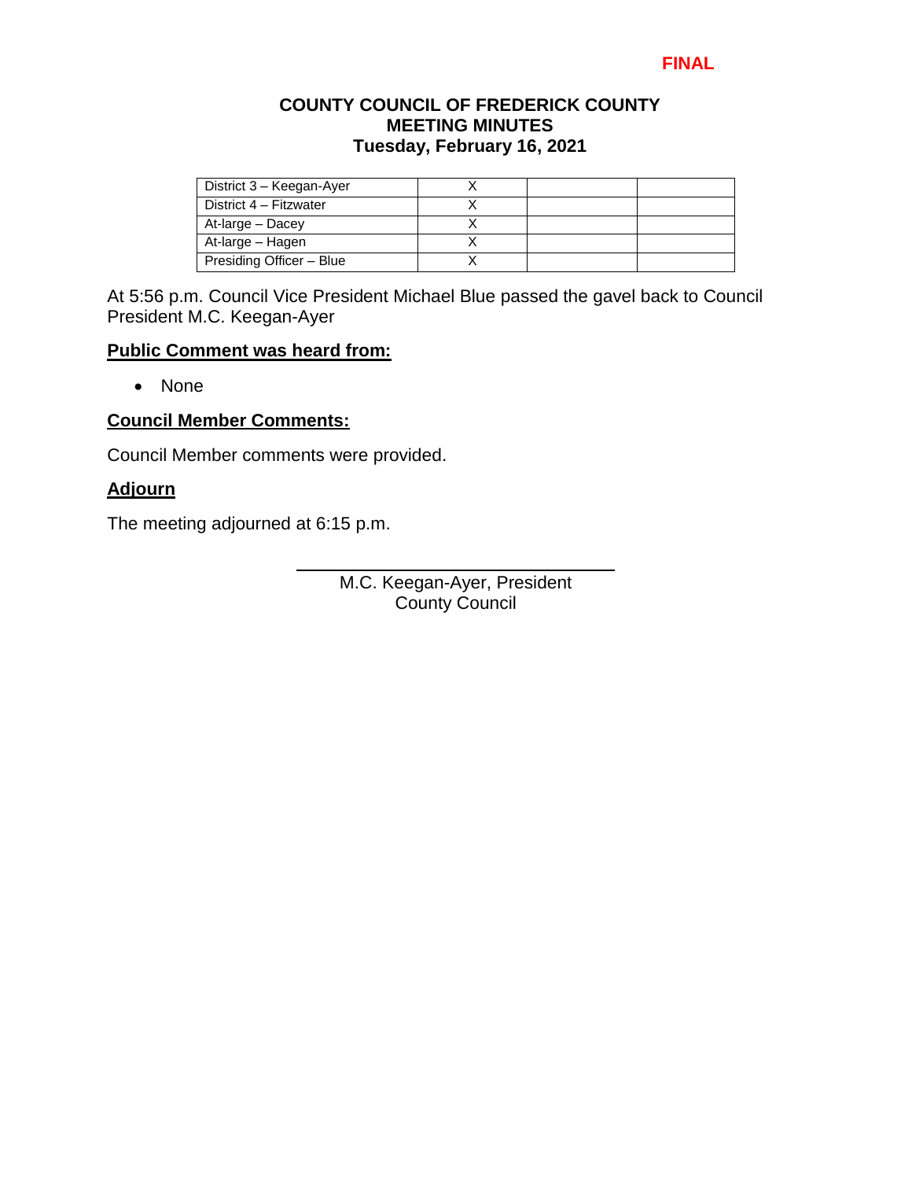**FINAL**

**COUNTY COUNCIL OF FREDERICK COUNTY**
**MEETING MINUTES**
**Tuesday, February 16, 2021**

| | | | |
|---|---|---|---|
| District 3 – Keegan-Ayer | X | | |
| District 4 – Fitzwater | X | | |
| At-large – Dacey | X | | |
| At-large – Hagen | X | | |
| Presiding Officer – Blue | X | | |

At 5:56 p.m. Council Vice President Michael Blue passed the gavel back to Council President M.C. Keegan-Ayer

## Public Comment was heard from:

- None

## Council Member Comments:

Council Member comments were provided.

## Adjourn

The meeting adjourned at 6:15 p.m.

M.C. Keegan-Ayer, President
County Council